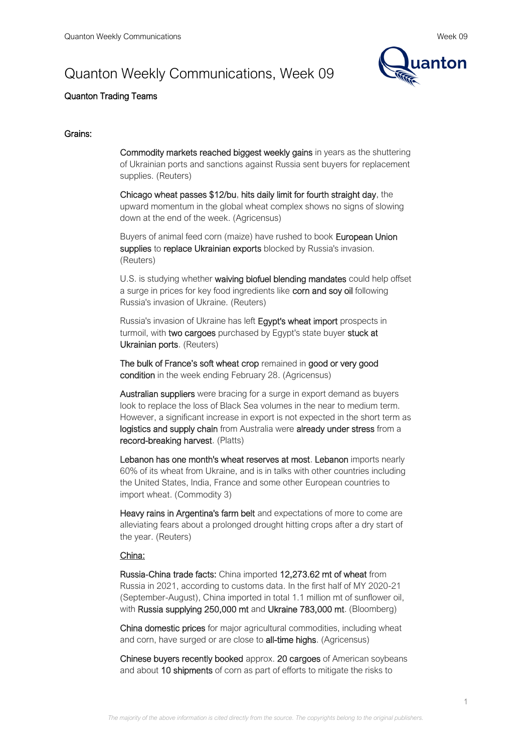# Quanton Weekly Communications, Week 09

Quanton Trading Teams

## Grains:

Commodity markets reached biggest weekly gains in years as the shuttering of Ukrainian ports and sanctions against Russia sent buyers for replacement supplies. (Reuters)

Chicago wheat passes $12/bu, hits daily limit for fourth straight day, the upward momentum in the global wheat complex shows no signs of slowing down at the end of the week. (Agricensus)

Buyers of animal feed corn (maize) have rushed to book European Union supplies to replace Ukrainian exports blocked by Russia's invasion. (Reuters)

U.S. is studying whether waiving biofuel blending mandates could help offset a surge in prices for key food ingredients like corn and soy oil following Russia's invasion of Ukraine. (Reuters)

Russia's invasion of Ukraine has left Egypt's wheat import prospects in turmoil, with two cargoes purchased by Egypt's state buyer stuck at Ukrainian ports. (Reuters)

The bulk of France's soft wheat crop remained in good or very good condition in the week ending February 28. (Agricensus)

Australian suppliers were bracing for a surge in export demand as buyers look to replace the loss of Black Sea volumes in the near to medium term. However, a significant increase in export is not expected in the short term as logistics and supply chain from Australia were already under stress from a record-breaking harvest. (Platts)

Lebanon has one month's wheat reserves at most. Lebanon imports nearly 60% of its wheat from Ukraine, and is in talks with other countries including the United States, India, France and some other European countries to import wheat. (Commodity 3)

Heavy rains in Argentina's farm belt and expectations of more to come are alleviating fears about a prolonged drought hitting crops after a dry start of the year. (Reuters)

### China:

Russia-China trade facts: China imported 12,273.62 mt of wheat from Russia in 2021, according to customs data. In the first half of MY 2020-21 (September-August), China imported in total 1.1 million mt of sunflower oil, with Russia supplying 250,000 mt and Ukraine 783,000 mt. (Bloomberg)

China domestic prices for major agricultural commodities, including wheat and corn, have surged or are close to all-time highs. (Agricensus)

Chinese buyers recently booked approx. 20 cargoes of American soybeans and about 10 shipments of corn as part of efforts to mitigate the risks to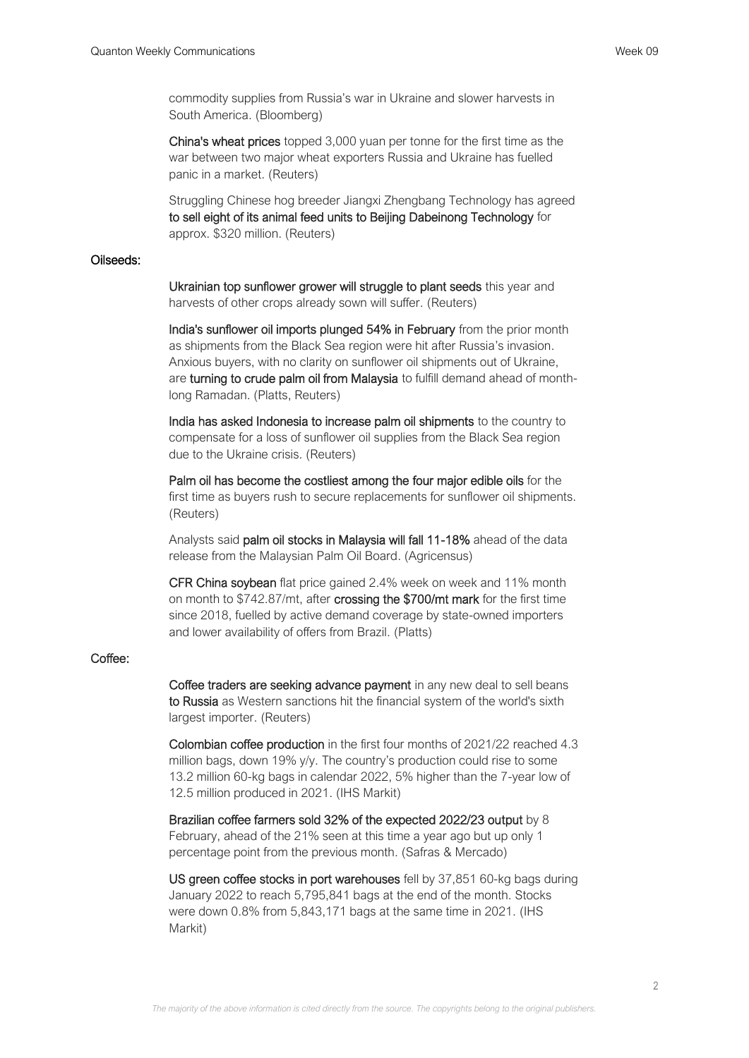commodity supplies from Russia's war in Ukraine and slower harvests in South America. (Bloomberg)

**China's wheat prices** topped 3,000 yuan per tonne for the first time as the war between two major wheat exporters Russia and Ukraine has fuelled panic in a market. (Reuters)

Struggling Chinese hog breeder Jiangxi Zhengbang Technology has agreed **to sell eight of its animal feed units to Beijing Dabeinong Technology** for approx. $320 million. (Reuters)

**Oilseeds:**

**Ukrainian top sunflower grower will struggle to plant seeds** this year and harvests of other crops already sown will suffer. (Reuters)

**India's sunflower oil imports plunged 54% in February** from the prior month as shipments from the Black Sea region were hit after Russia's invasion. Anxious buyers, with no clarity on sunflower oil shipments out of Ukraine, are **turning to crude palm oil from Malaysia** to fulfill demand ahead of month-long Ramadan. (Platts, Reuters)

**India has asked Indonesia to increase palm oil shipments** to the country to compensate for a loss of sunflower oil supplies from the Black Sea region due to the Ukraine crisis. (Reuters)

**Palm oil has become the costliest among the four major edible oils** for the first time as buyers rush to secure replacements for sunflower oil shipments. (Reuters)

Analysts said **palm oil stocks in Malaysia will fall 11-18%** ahead of the data release from the Malaysian Palm Oil Board. (Agricensus)

**CFR China soybean** flat price gained 2.4% week on week and 11% month on month to $742.87/mt, after **crossing the $700/mt mark** for the first time since 2018, fuelled by active demand coverage by state-owned importers and lower availability of offers from Brazil. (Platts)

**Coffee:**

**Coffee traders are seeking advance payment** in any new deal to sell beans **to Russia** as Western sanctions hit the financial system of the world's sixth largest importer. (Reuters)

**Colombian coffee production** in the first four months of 2021/22 reached 4.3 million bags, down 19% y/y. The country's production could rise to some 13.2 million 60-kg bags in calendar 2022, 5% higher than the 7-year low of 12.5 million produced in 2021. (IHS Markit)

**Brazilian coffee farmers sold 32% of the expected 2022/23 output** by 8 February, ahead of the 21% seen at this time a year ago but up only 1 percentage point from the previous month. (Safras & Mercado)

**US green coffee stocks in port warehouses** fell by 37,851 60-kg bags during January 2022 to reach 5,795,841 bags at the end of the month. Stocks were down 0.8% from 5,843,171 bags at the same time in 2021. (IHS Markit)

*The majority of the above information is cited directly from the source. The copyrights belong to the original publishers.*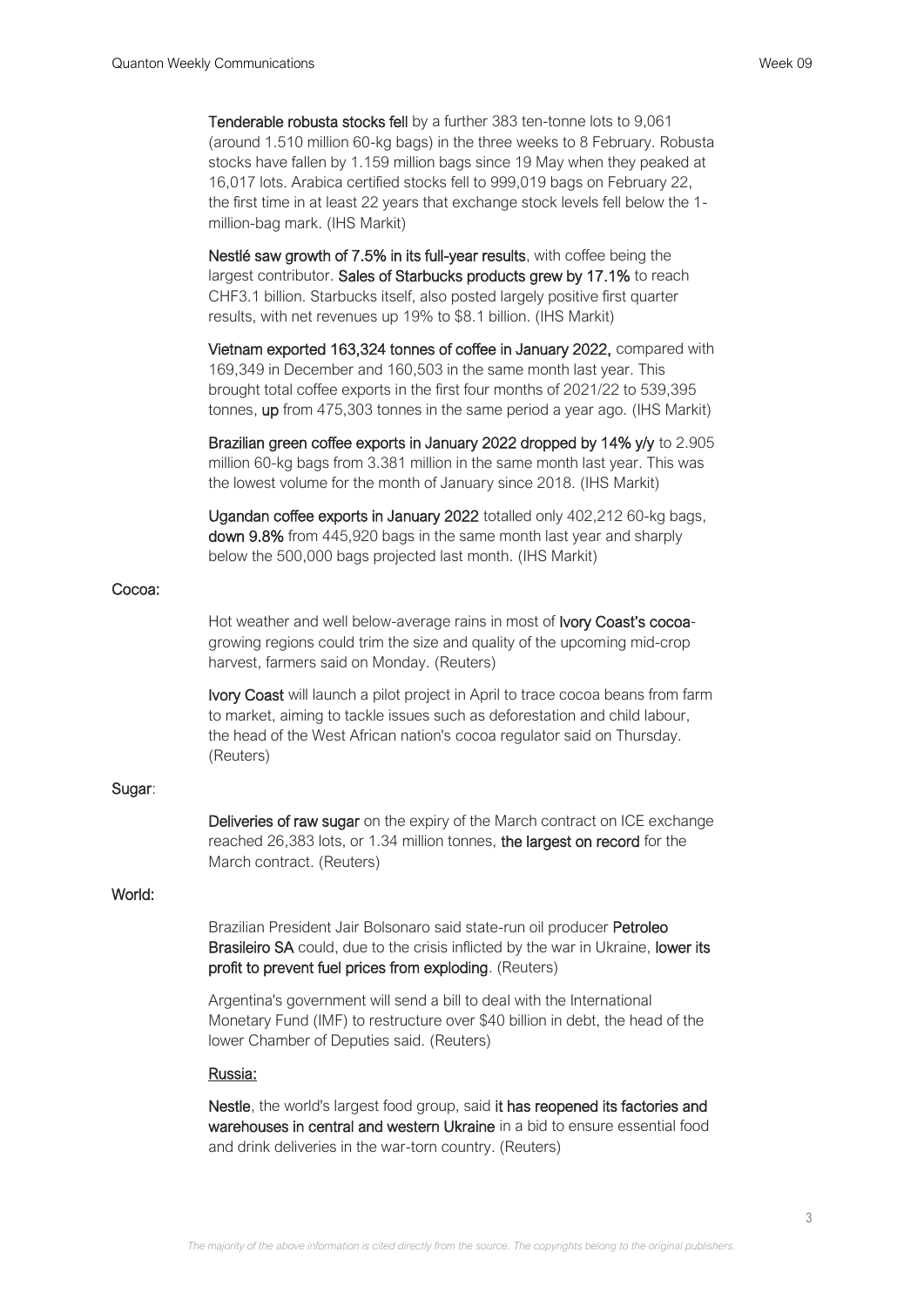**Tenderable robusta stocks fell** by a further 383 ten-tonne lots to 9,061 (around 1.510 million 60-kg bags) in the three weeks to 8 February. Robusta stocks have fallen by 1.159 million bags since 19 May when they peaked at 16,017 lots. Arabica certified stocks fell to 999,019 bags on February 22, the first time in at least 22 years that exchange stock levels fell below the 1-million-bag mark. (IHS Markit)

**Nestlé saw growth of 7.5% in its full-year results**, with coffee being the largest contributor. **Sales of Starbucks products grew by 17.1%** to reach CHF3.1 billion. Starbucks itself, also posted largely positive first quarter results, with net revenues up 19% to $8.1 billion. (IHS Markit)

**Vietnam exported 163,324 tonnes of coffee in January 2022,** compared with 169,349 in December and 160,503 in the same month last year. This brought total coffee exports in the first four months of 2021/22 to 539,395 tonnes, **up** from 475,303 tonnes in the same period a year ago. (IHS Markit)

**Brazilian green coffee exports in January 2022 dropped by 14% y/y** to 2.905 million 60-kg bags from 3.381 million in the same month last year. This was the lowest volume for the month of January since 2018. (IHS Markit)

**Ugandan coffee exports in January 2022** totalled only 402,212 60-kg bags, **down 9.8%** from 445,920 bags in the same month last year and sharply below the 500,000 bags projected last month. (IHS Markit)

**Cocoa:**

Hot weather and well below-average rains in most of **Ivory Coast's cocoa**-growing regions could trim the size and quality of the upcoming mid-crop harvest, farmers said on Monday. (Reuters)

**Ivory Coast** will launch a pilot project in April to trace cocoa beans from farm to market, aiming to tackle issues such as deforestation and child labour, the head of the West African nation's cocoa regulator said on Thursday. (Reuters)

**Sugar**:

**Deliveries of raw sugar** on the expiry of the March contract on ICE exchange reached 26,383 lots, or 1.34 million tonnes, **the largest on record** for the March contract. (Reuters)

**World:**

Brazilian President Jair Bolsonaro said state-run oil producer **Petroleo Brasileiro SA** could, due to the crisis inflicted by the war in Ukraine, **lower its profit to prevent fuel prices from exploding**. (Reuters)

Argentina's government will send a bill to deal with the International Monetary Fund (IMF) to restructure over $40 billion in debt, the head of the lower Chamber of Deputies said. (Reuters)

**Russia:**

**Nestle**, the world's largest food group, said **it has reopened its factories and warehouses in central and western Ukraine** in a bid to ensure essential food and drink deliveries in the war-torn country. (Reuters)

*The majority of the above information is cited directly from the source. The copyrights belong to the original publishers.*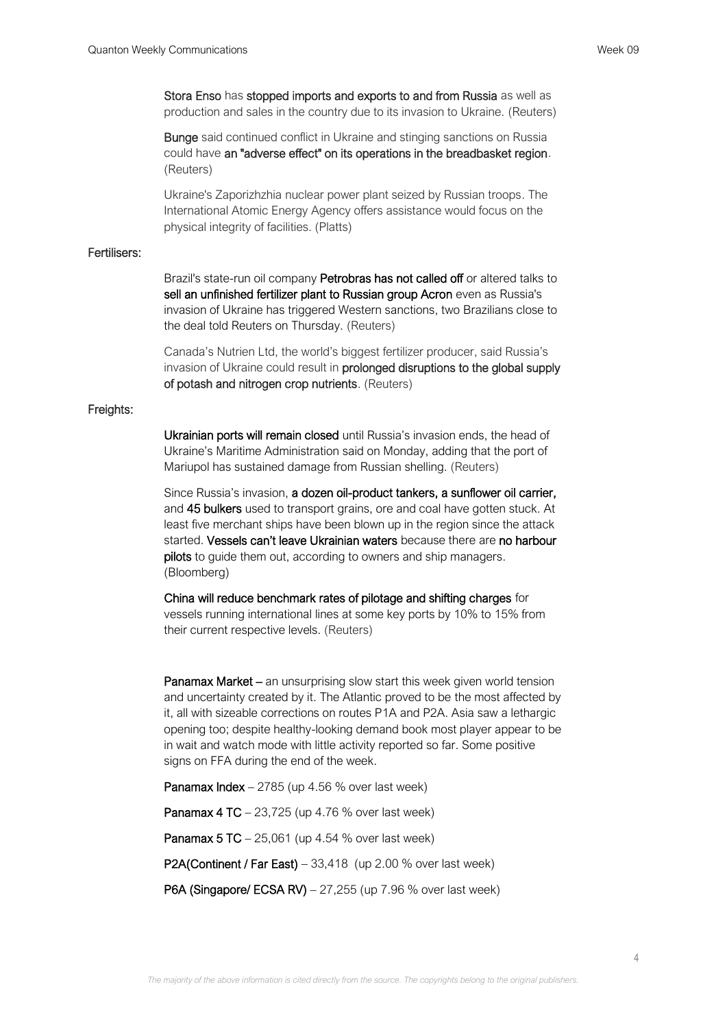**Stora Enso** has **stopped imports and exports to and from Russia** as well as production and sales in the country due to its invasion to Ukraine. (Reuters)

**Bunge** said continued conflict in Ukraine and stinging sanctions on Russia could have **an "adverse effect" on its operations in the breadbasket region**. (Reuters)

Ukraine's Zaporizhzhia nuclear power plant seized by Russian troops. The International Atomic Energy Agency offers assistance would focus on the physical integrity of facilities. (Platts)

**Fertilisers:**

Brazil's state-run oil company **Petrobras has not called off** or altered talks to **sell an unfinished fertilizer plant to Russian group Acron** even as Russia's invasion of Ukraine has triggered Western sanctions, two Brazilians close to the deal told Reuters on Thursday. (Reuters)

Canada's Nutrien Ltd, the world's biggest fertilizer producer, said Russia's invasion of Ukraine could result in **prolonged disruptions to the global supply of potash and nitrogen crop nutrients**. (Reuters)

**Freights:**

**Ukrainian ports will remain closed** until Russia's invasion ends, the head of Ukraine's Maritime Administration said on Monday, adding that the port of Mariupol has sustained damage from Russian shelling. (Reuters)

Since Russia's invasion, **a dozen oil-product tankers, a sunflower oil carrier,** and **45 bulkers** used to transport grains, ore and coal have gotten stuck. At least five merchant ships have been blown up in the region since the attack started. **Vessels can't leave Ukrainian waters** because there are **no harbour pilots** to guide them out, according to owners and ship managers. (Bloomberg)

**China will reduce benchmark rates of pilotage and shifting charges** for vessels running international lines at some key ports by 10% to 15% from their current respective levels. (Reuters)

**Panamax Market –** an unsurprising slow start this week given world tension and uncertainty created by it. The Atlantic proved to be the most affected by it, all with sizeable corrections on routes P1A and P2A. Asia saw a lethargic opening too; despite healthy-looking demand book most player appear to be in wait and watch mode with little activity reported so far. Some positive signs on FFA during the end of the week.

**Panamax Index** – 2785 (up 4.56 % over last week)

**Panamax 4 TC** – 23,725 (up 4.76 % over last week)

**Panamax 5 TC** – 25,061 (up 4.54 % over last week)

**P2A(Continent / Far East)** – 33,418 (up 2.00 % over last week)

**P6A (Singapore/ ECSA RV)** – 27,255 (up 7.96 % over last week)

*The majority of the above information is cited directly from the source. The copyrights belong to the original publishers.*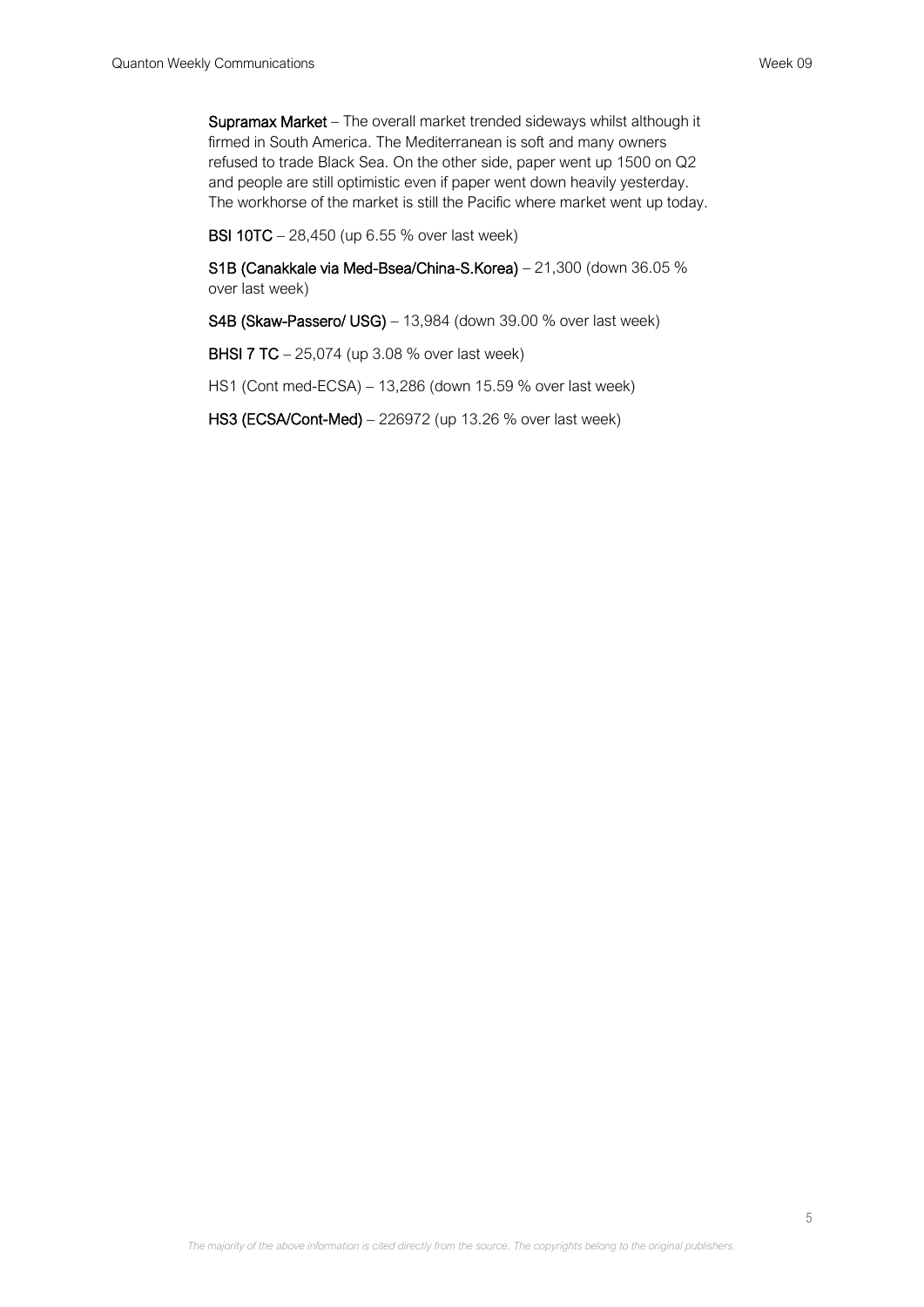**Supramax Market** – The overall market trended sideways whilst although it firmed in South America. The Mediterranean is soft and many owners refused to trade Black Sea. On the other side, paper went up 1500 on Q2 and people are still optimistic even if paper went down heavily yesterday. The workhorse of the market is still the Pacific where market went up today.

**BSI 10TC** – 28,450 (up 6.55 % over last week)

**S1B (Canakkale via Med-Bsea/China-S.Korea)** – 21,300 (down 36.05 % over last week)

**S4B (Skaw-Passero/ USG)** – 13,984 (down 39.00 % over last week)

**BHSI 7 TC** – 25,074 (up 3.08 % over last week)

HS1 (Cont med-ECSA) – 13,286 (down 15.59 % over last week)

**HS3 (ECSA/Cont-Med)** – 226972 (up 13.26 % over last week)

*The majority of the above information is cited directly from the source. The copyrights belong to the original publishers.*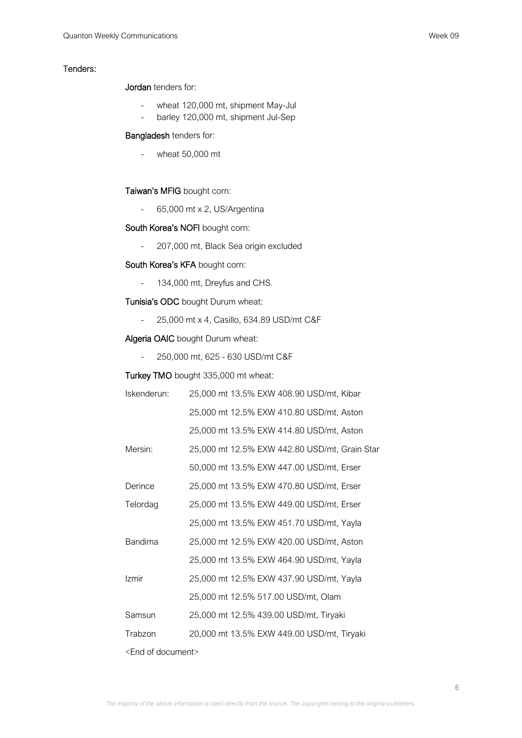## Tenders:

**Jordan** tenders for:

- wheat 120,000 mt, shipment May-Jul
- barley 120,000 mt, shipment Jul-Sep

**Bangladesh** tenders for:

- wheat 50,000 mt

**Taiwan's MFIG** bought corn:

- 65,000 mt x 2, US/Argentina

**South Korea's NOFI** bought corn:

- 207,000 mt, Black Sea origin excluded

**South Korea's KFA** bought corn:

- 134,000 mt, Dreyfus and CHS.

**Tunisia's ODC** bought Durum wheat:

- 25,000 mt x 4, Casillo, 634.89 USD/mt C&F

**Algeria OAIC** bought Durum wheat:

- 250,000 mt, 625 - 630 USD/mt C&F

**Turkey TMO** bought 335,000 mt wheat:

| | |
|---|---|
| Iskenderun: | 25,000 mt 13.5% EXW 408.90 USD/mt, Kibar |
| | 25,000 mt 12.5% EXW 410.80 USD/mt, Aston |
| | 25,000 mt 13.5% EXW 414.80 USD/mt, Aston |
| Mersin: | 25,000 mt 12.5% EXW 442.80 USD/mt, Grain Star |
| | 50,000 mt 13.5% EXW 447.00 USD/mt, Erser |
| Derince | 25,000 mt 13.5% EXW 470.80 USD/mt, Erser |
| Telordag | 25,000 mt 13.5% EXW 449.00 USD/mt, Erser |
| | 25,000 mt 13.5% EXW 451.70 USD/mt, Yayla |
| Bandima | 25,000 mt 12.5% EXW 420.00 USD/mt, Aston |
| | 25,000 mt 13.5% EXW 464.90 USD/mt, Yayla |
| Izmir | 25,000 mt 12.5% EXW 437.90 USD/mt, Yayla |
| | 25,000 mt 12.5% 517.00 USD/mt, Olam |
| Samsun | 25,000 mt 12.5% 439.00 USD/mt, Tiryaki |
| Trabzon | 20,000 mt 13.5% EXW 449.00 USD/mt, Tiryaki |

<End of document>

*The majority of the above information is cited directly from the source. The copyrights belong to the original publishers.*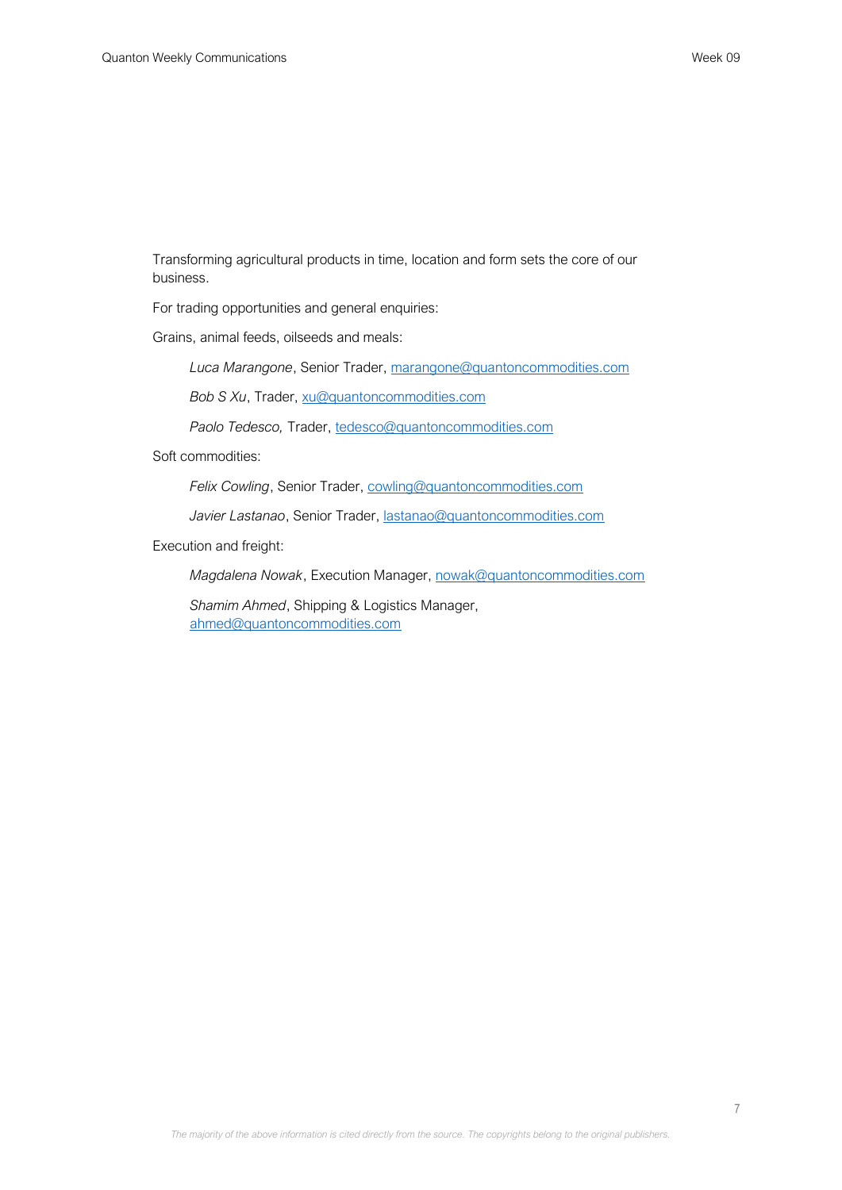Transforming agricultural products in time, location and form sets the core of our business.

For trading opportunities and general enquiries:

Grains, animal feeds, oilseeds and meals:

*Luca Marangone*, Senior Trader, marangone@quantoncommodities.com

*Bob S Xu*, Trader, xu@quantoncommodities.com

*Paolo Tedesco,* Trader, tedesco@quantoncommodities.com

Soft commodities:

*Felix Cowling*, Senior Trader, cowling@quantoncommodities.com

*Javier Lastanao*, Senior Trader, lastanao@quantoncommodities.com

Execution and freight:

*Magdalena Nowak*, Execution Manager, nowak@quantoncommodities.com

*Shamim Ahmed*, Shipping & Logistics Manager, ahmed@quantoncommodities.com

*The majority of the above information is cited directly from the source. The copyrights belong to the original publishers.*